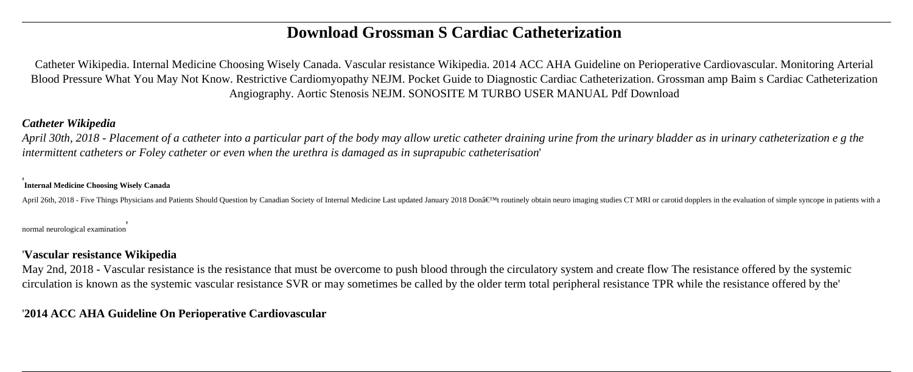# Download Grossman S Cardiac Catheterization

Catheter Wikipedia. Internal Medicine Choosing Wisely Canada. Vascular resistance Wikipedia. 2014 ACC AHA Guideline on Perioperative Cardiovascular. Monitoring Arterial Blood Pressure What You May Not Know. Restrictive Cardiomyopathy NEJM. Pocket Guide to Diagnostic Cardiac Catheterization. Grossman amp Baim s Cardiac Catheterization Angiography. Aortic Stenosis NEJM. SONOSITE M TURBO USER MANUAL Pdf Download

## *Catheter Wikipedia*

*April 30th, 2018 - Placement of a catheter into a particular part of the body may allow uretic catheter draining urine from the urinary bladder as in urinary catheterization e g the intermittent catheters or Foley catheter or even when the urethra is damaged as in suprapubic catheterisation*'

'**Internal Medicine Choosing Wisely Canada**

April 26th, 2018 - Five Things Physicians and Patients Should Question by Canadian Society of Internal Medicine Last updated January 2018 Donâ€™t routinely obtain neuro imaging studies CT MRI or carotid dopplers in the evaluation of simple syncope in patients with a normal neurological examination'

## '**Vascular resistance Wikipedia**

May 2nd, 2018 - Vascular resistance is the resistance that must be overcome to push blood through the circulatory system and create flow The resistance offered by the systemic circulation is known as the systemic vascular resistance SVR or may sometimes be called by the older term total peripheral resistance TPR while the resistance offered by the'

## '**2014 ACC AHA Guideline On Perioperative Cardiovascular**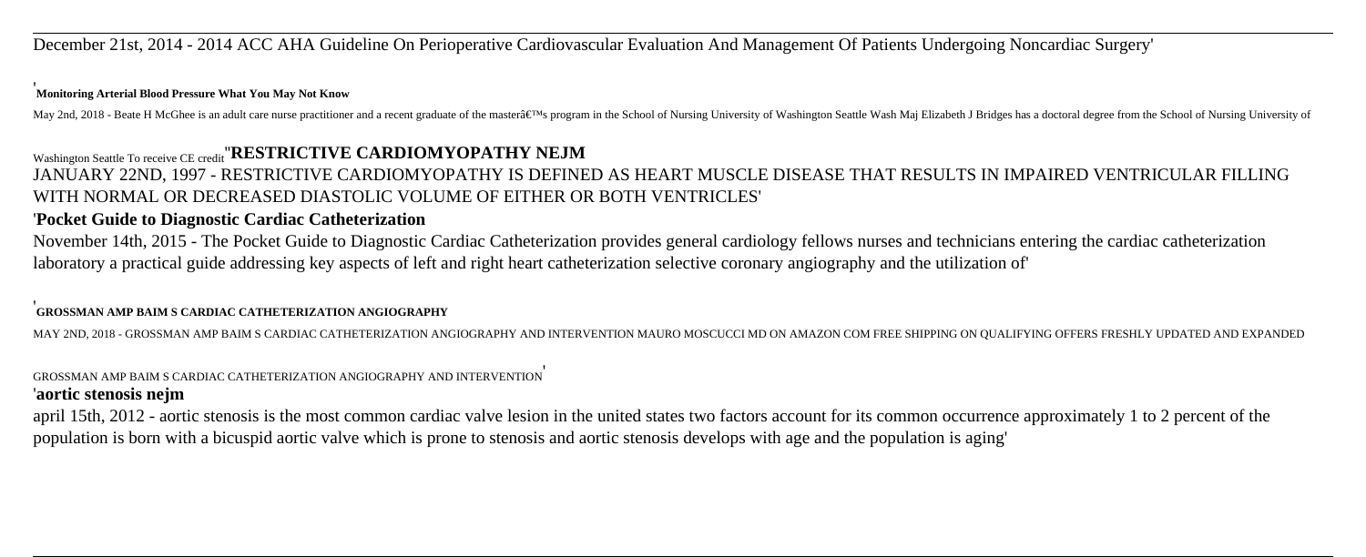December 21st, 2014 - 2014 ACC AHA Guideline On Perioperative Cardiovascular Evaluation And Management Of Patients Undergoing Noncardiac Surgery'

'**Monitoring Arterial Blood Pressure What You May Not Know**

May 2nd, 2018 - Beate H McGhee is an adult care nurse practitioner and a recent graduate of the masterâ€™s program in the School of Nursing University of Washington Seattle Wash Maj Elizabeth J Bridges has a doctoral degree from the School of Nursing University of Washington Seattle To receive CE credit''**RESTRICTIVE CARDIOMYOPATHY NEJM**

JANUARY 22ND, 1997 - RESTRICTIVE CARDIOMYOPATHY IS DEFINED AS HEART MUSCLE DISEASE THAT RESULTS IN IMPAIRED VENTRICULAR FILLING WITH NORMAL OR DECREASED DIASTOLIC VOLUME OF EITHER OR BOTH VENTRICLES'

'**Pocket Guide to Diagnostic Cardiac Catheterization**

November 14th, 2015 - The Pocket Guide to Diagnostic Cardiac Catheterization provides general cardiology fellows nurses and technicians entering the cardiac catheterization laboratory a practical guide addressing key aspects of left and right heart catheterization selective coronary angiography and the utilization of'

'**GROSSMAN AMP BAIM S CARDIAC CATHETERIZATION ANGIOGRAPHY**

MAY 2ND, 2018 - GROSSMAN AMP BAIM S CARDIAC CATHETERIZATION ANGIOGRAPHY AND INTERVENTION MAURO MOSCUCCI MD ON AMAZON COM FREE SHIPPING ON QUALIFYING OFFERS FRESHLY UPDATED AND EXPANDED GROSSMAN AMP BAIM S CARDIAC CATHETERIZATION ANGIOGRAPHY AND INTERVENTION'

'**aortic stenosis nejm**

april 15th, 2012 - aortic stenosis is the most common cardiac valve lesion in the united states two factors account for its common occurrence approximately 1 to 2 percent of the population is born with a bicuspid aortic valve which is prone to stenosis and aortic stenosis develops with age and the population is aging'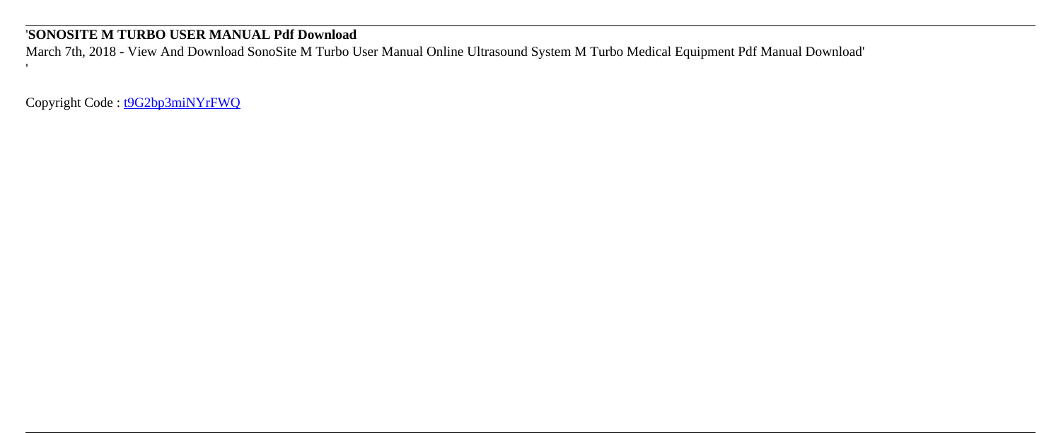'**SONOSITE M TURBO USER MANUAL Pdf Download**

March 7th, 2018 - View And Download SonoSite M Turbo User Manual Online Ultrasound System M Turbo Medical Equipment Pdf Manual Download'

'

Copyright Code : t9G2bp3miNYrFWQ